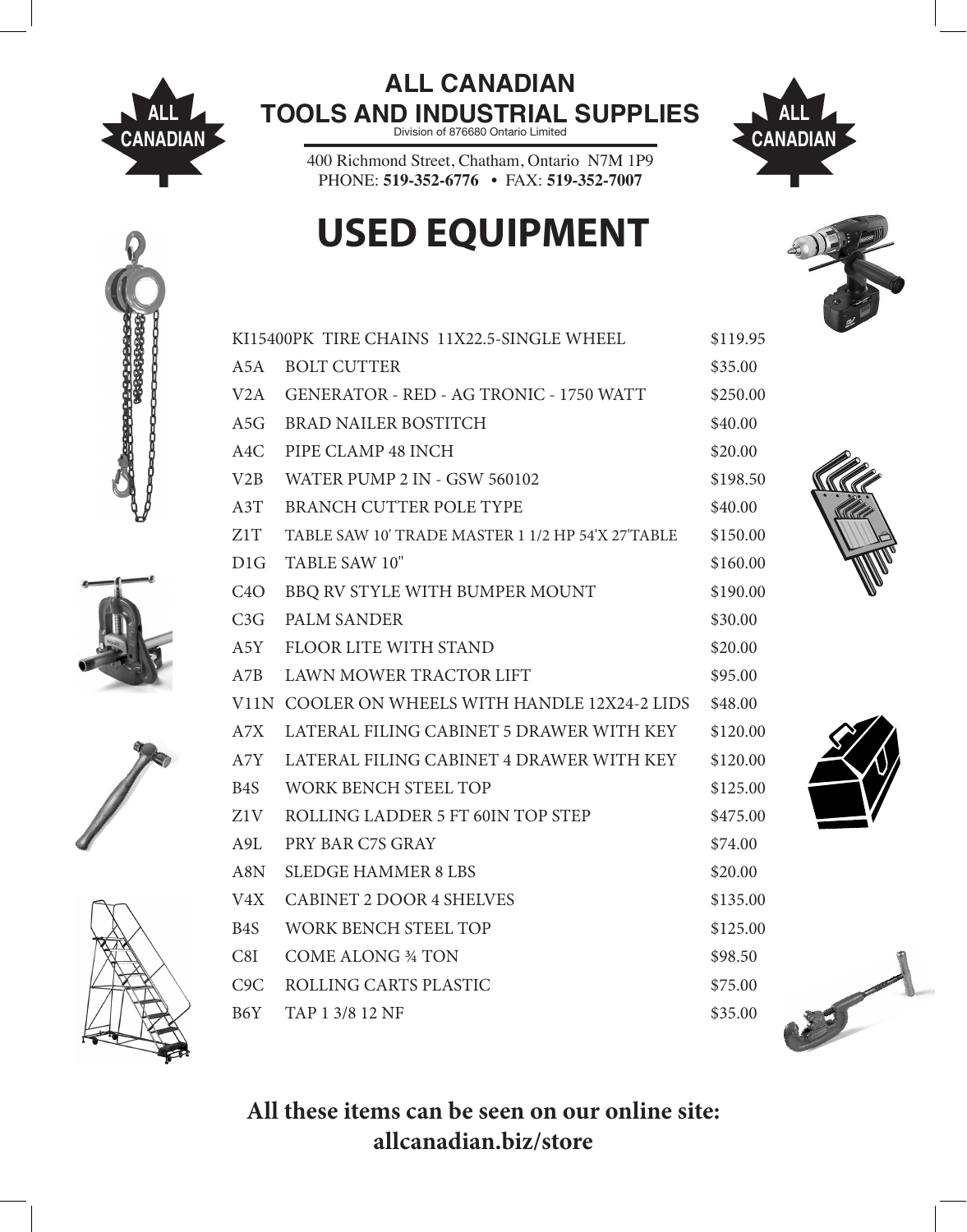# ALL CANADIAN TOOLS AND INDUSTRIAL SUPPLIES

Division of 876680 Ontario Limited

400 Richmond Street, Chatham, Ontario N7M 1P9
PHONE: **519-352-6776** • FAX: **519-352-7007**

# USED EQUIPMENT

| Code | Item | Price |
|---|---|---|
| KI15400PK | TIRE CHAINS 11X22.5-SINGLE WHEEL | $119.95 |
| A5A | BOLT CUTTER | $35.00 |
| V2A | GENERATOR - RED - AG TRONIC - 1750 WATT | $250.00 |
| A5G | BRAD NAILER BOSTITCH | $40.00 |
| A4C | PIPE CLAMP 48 INCH | $20.00 |
| V2B | WATER PUMP 2 IN - GSW 560102 | $198.50 |
| A3T | BRANCH CUTTER POLE TYPE | $40.00 |
| Z1T | TABLE SAW 10' TRADE MASTER 1 1/2 HP 54'X 27'TABLE | $150.00 |
| D1G | TABLE SAW 10" | $160.00 |
| C4O | BBQ RV STYLE WITH BUMPER MOUNT | $190.00 |
| C3G | PALM SANDER | $30.00 |
| A5Y | FLOOR LITE WITH STAND | $20.00 |
| A7B | LAWN MOWER TRACTOR LIFT | $95.00 |
| V11N | COOLER ON WHEELS WITH HANDLE 12X24-2 LIDS | $48.00 |
| A7X | LATERAL FILING CABINET 5 DRAWER WITH KEY | $120.00 |
| A7Y | LATERAL FILING CABINET 4 DRAWER WITH KEY | $120.00 |
| B4S | WORK BENCH STEEL TOP | $125.00 |
| Z1V | ROLLING LADDER 5 FT 60IN TOP STEP | $475.00 |
| A9L | PRY BAR C7S GRAY | $74.00 |
| A8N | SLEDGE HAMMER 8 LBS | $20.00 |
| V4X | CABINET 2 DOOR 4 SHELVES | $135.00 |
| B4S | WORK BENCH STEEL TOP | $125.00 |
| C8I | COME ALONG ¾ TON | $98.50 |
| C9C | ROLLING CARTS PLASTIC | $75.00 |
| B6Y | TAP 1 3/8 12 NF | $35.00 |

**All these items can be seen on our online site:**
**allcanadian.biz/store**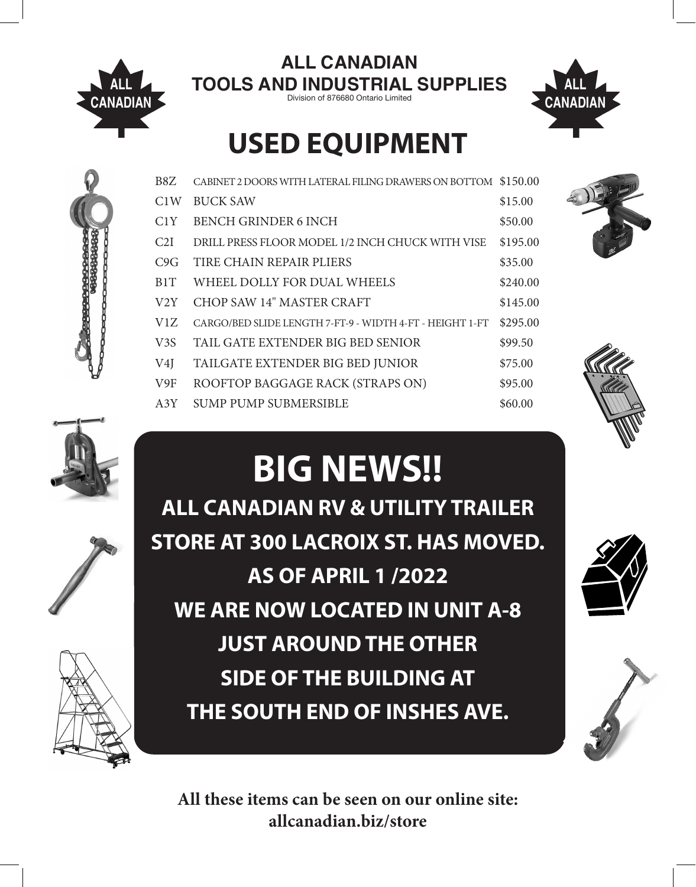# ALL CANADIAN

## TOOLS AND INDUSTRIAL SUPPLIES

Division of 876680 Ontario Limited

ALL CANADIAN

ALL CANADIAN

# USED EQUIPMENT

| | | |
|---|---|---|
| B8Z | CABINET 2 DOORS WITH LATERAL FILING DRAWERS ON BOTTOM | $150.00 |
| C1W | BUCK SAW | $15.00 |
| C1Y | BENCH GRINDER 6 INCH | $50.00 |
| C2I | DRILL PRESS FLOOR MODEL 1/2 INCH CHUCK WITH VISE | $195.00 |
| C9G | TIRE CHAIN REPAIR PLIERS | $35.00 |
| B1T | WHEEL DOLLY FOR DUAL WHEELS | $240.00 |
| V2Y | CHOP SAW 14" MASTER CRAFT | $145.00 |
| V1Z | CARGO/BED SLIDE LENGTH 7-FT-9 - WIDTH 4-FT - HEIGHT 1-FT | $295.00 |
| V3S | TAIL GATE EXTENDER BIG BED SENIOR | $99.50 |
| V4J | TAILGATE EXTENDER BIG BED JUNIOR | $75.00 |
| V9F | ROOFTOP BAGGAGE RACK (STRAPS ON) | $95.00 |
| A3Y | SUMP PUMP SUBMERSIBLE | $60.00 |

# BIG NEWS!!

**ALL CANADIAN RV & UTILITY TRAILER STORE AT 300 LACROIX ST. HAS MOVED.**

**AS OF APRIL 1 /2022**

**WE ARE NOW LOCATED IN UNIT A-8**

**JUST AROUND THE OTHER SIDE OF THE BUILDING AT THE SOUTH END OF INSHES AVE.**

**All these items can be seen on our online site: allcanadian.biz/store**